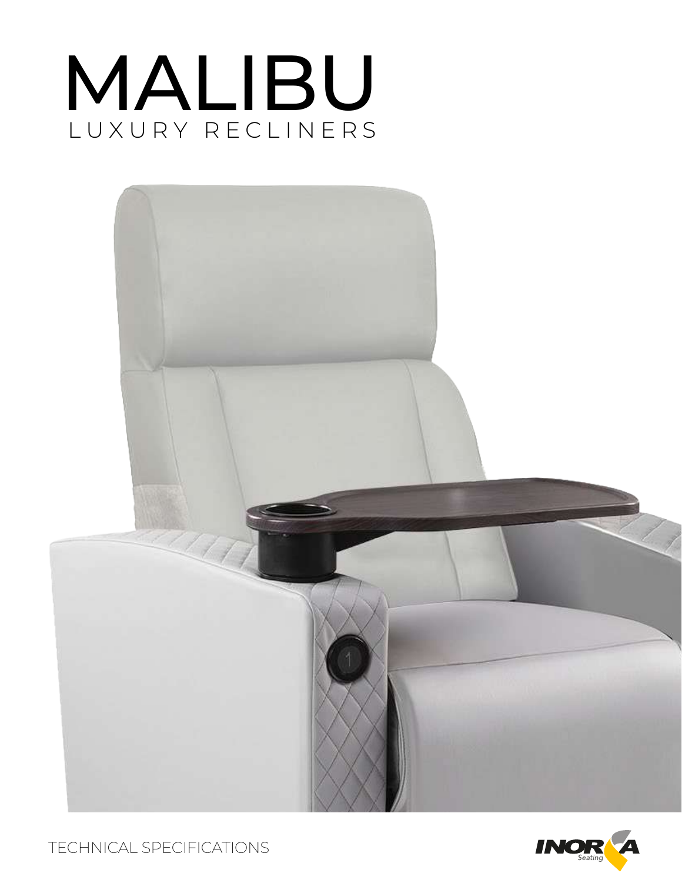# MALIBU

LUXURY RECLINERS

TECHNICAL SPECIFICATIONS

INORCA Seating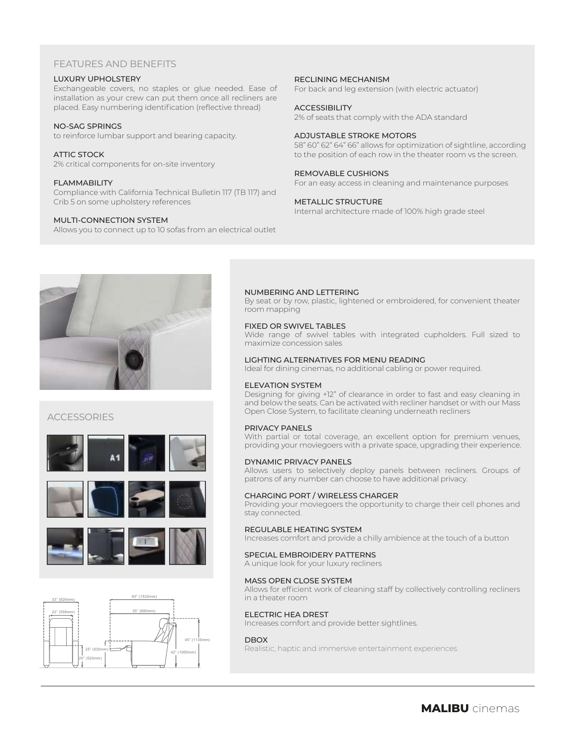## FEATURES AND BENEFITS

### LUXURY UPHOLSTERY
Exchangeable covers, no staples or glue needed. Ease of installation as your crew can put them once all recliners are placed. Easy numbering identification (reflective thread)

### NO-SAG SPRINGS
to reinforce lumbar support and bearing capacity.

### ATTIC STOCK
2% critical components for on-site inventory

### FLAMMABILITY
Compliance with California Technical Bulletin 117 (TB 117) and Crib 5 on some upholstery references

### MULTI-CONNECTION SYSTEM
Allows you to connect up to 10 sofas from an electrical outlet

### RECLINING MECHANISM
For back and leg extension (with electric actuator)

### ACCESSIBILITY
2% of seats that comply with the ADA standard

### ADJUSTABLE STROKE MOTORS
58" 60" 62" 64" 66" allows for optimization of sightline, according to the position of each row in the theater room vs the screen.

### REMOVABLE CUSHIONS
For an easy access in cleaning and maintenance purposes

### METALLIC STRUCTURE
Internal architecture made of 100% high grade steel

## ACCESSORIES

33" (826mm)
22" (558mm)
60" (1520mm)
35" (890mm)
45" (1135mm)
25" (630mm)
20" (520mm)
42" (1060mm)

### NUMBERING AND LETTERING
By seat or by row, plastic, lightened or embroidered, for convenient theater room mapping

### FIXED OR SWIVEL TABLES
Wide range of swivel tables with integrated cupholders. Full sized to maximize concession sales

### LIGHTING ALTERNATIVES FOR MENU READING
Ideal for dining cinemas, no additional cabling or power required.

### ELEVATION SYSTEM
Designing for giving +12" of clearance in order to fast and easy cleaning in and below the seats. Can be activated with recliner handset or with our Mass Open Close System, to facilitate cleaning underneath recliners

### PRIVACY PANELS
With partial or total coverage, an excellent option for premium venues, providing your moviegoers with a private space, upgrading their experience.

### DYNAMIC PRIVACY PANELS
Allows users to selectively deploy panels between recliners. Groups of patrons of any number can choose to have additional privacy.

### CHARGING PORT / WIRELESS CHARGER
Providing your moviegoers the opportunity to charge their cell phones and stay connected.

### REGULABLE HEATING SYSTEM
Increases comfort and provide a chilly ambience at the touch of a button

### SPECIAL EMBROIDERY PATTERNS
A unique look for your luxury recliners

### MASS OPEN CLOSE SYSTEM
Allows for efficient work of cleaning staff by collectively controlling recliners in a theater room

### ELECTRIC HEA DREST
Increases comfort and provide better sightlines.

### DBOX
Realistic, haptic and immersive entertainment experiences.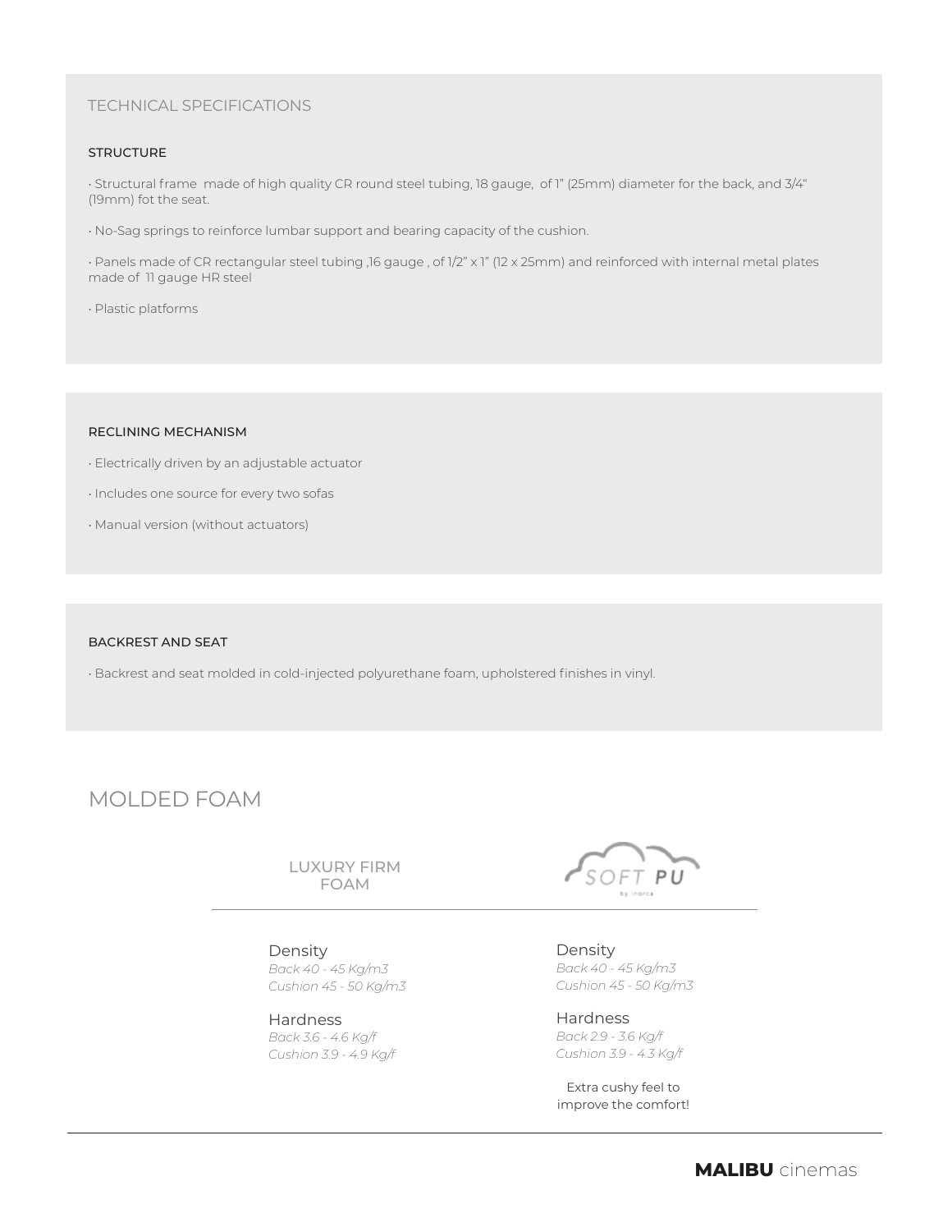## TECHNICAL SPECIFICATIONS

### STRUCTURE

- Structural frame made of high quality CR round steel tubing, 18 gauge, of 1" (25mm) diameter for the back, and 3/4" (19mm) fot the seat.
- No-Sag springs to reinforce lumbar support and bearing capacity of the cushion.
- Panels made of CR rectangular steel tubing ,16 gauge , of 1/2" x 1" (12 x 25mm) and reinforced with internal metal plates made of 11 gauge HR steel
- Plastic platforms

### RECLINING MECHANISM

- Electrically driven by an adjustable actuator
- Includes one source for every two sofas
- Manual version (without actuators)

### BACKREST AND SEAT

- Backrest and seat molded in cold-injected polyurethane foam, upholstered finishes in vinyl.

## MOLDED FOAM

| LUXURY FIRM FOAM | SOFT PU by Inorca |
| --- | --- |
| Density<br>*Back 40 - 45 Kg/m3*<br>*Cushion 45 - 50 Kg/m3* | Density<br>*Back 40 - 45 Kg/m3*<br>*Cushion 45 - 50 Kg/m3* |
| Hardness<br>*Back 3.6 - 4.6 Kg/f*<br>*Cushion 3.9 - 4.9 Kg/f* | Hardness<br>*Back 2.9 - 3.6 Kg/f*<br>*Cushion 3.9 - 4.3 Kg/f* |
| | Extra cushy feel to improve the comfort! |

**MALIBU** cinemas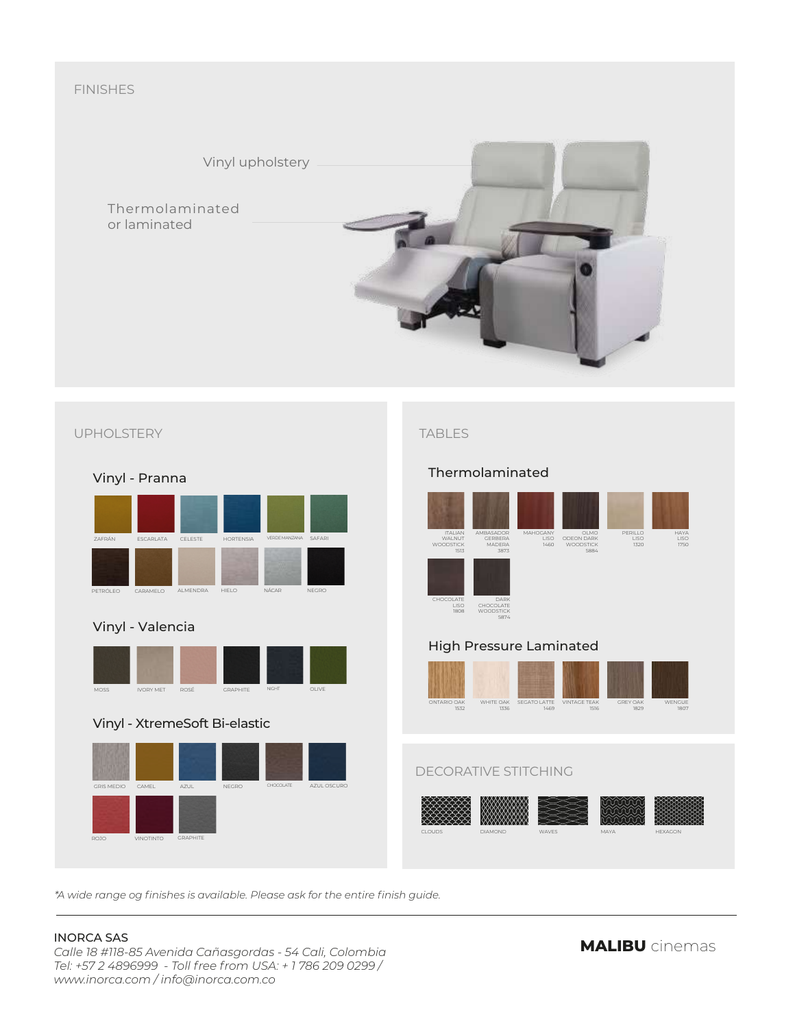## FINISHES

Vinyl upholstery

Thermolaminated or laminated

## UPHOLSTERY

### Vinyl - Pranna

ZAFRÁN ESCARLATA CELESTE HORTENSIA VERDE MANZANA SAFARI

PETRÓLEO CARAMELO ALMENDRA HIELO NÁCAR NEGRO

### Vinyl - Valencia

MOSS IVORY MET ROSÉ GRAPHITE NIGHT OLIVE

### Vinyl - XtremeSoft Bi-elastic

GRIS MEDIO CAMEL AZUL NEGRO CHOCOLATE AZUL OSCURO

ROJO VINOTINTO GRAPHITE

## TABLES

### Thermolaminated

ITALIAN WALNUT WOODSTICK 1513

AMBASADOR GERBERA MADERA 3873

MAHOGANY LISO 1460

OLMO ODEON DARK WOODSTICK 5884

PERILLO LISO 1320

HAYA LISO 1750

CHOCOLATE LISO 1808

DARK CHOCOLATE WOODSTICK 5874

### High Pressure Laminated

ONTARIO OAK 1532

WHITE OAK 1336

SEGATO LATTE 1469

VINTAGE TEAK 1516

GREY OAK 1829

WENGUE 1807

## DECORATIVE STITCHING

CLOUDS DIAMOND WAVES MAYA HEXAGON

*\*A wide range og finishes is available. Please ask for the entire finish guide.*

INORCA SAS
*Calle 18 #118-85 Avenida Cañasgordas - 54 Cali, Colombia*
*Tel: +57 2 4896999 - Toll free from USA: + 1 786 209 0299 /*
*www.inorca.com / info@inorca.com.co*

**MALIBU** cinemas